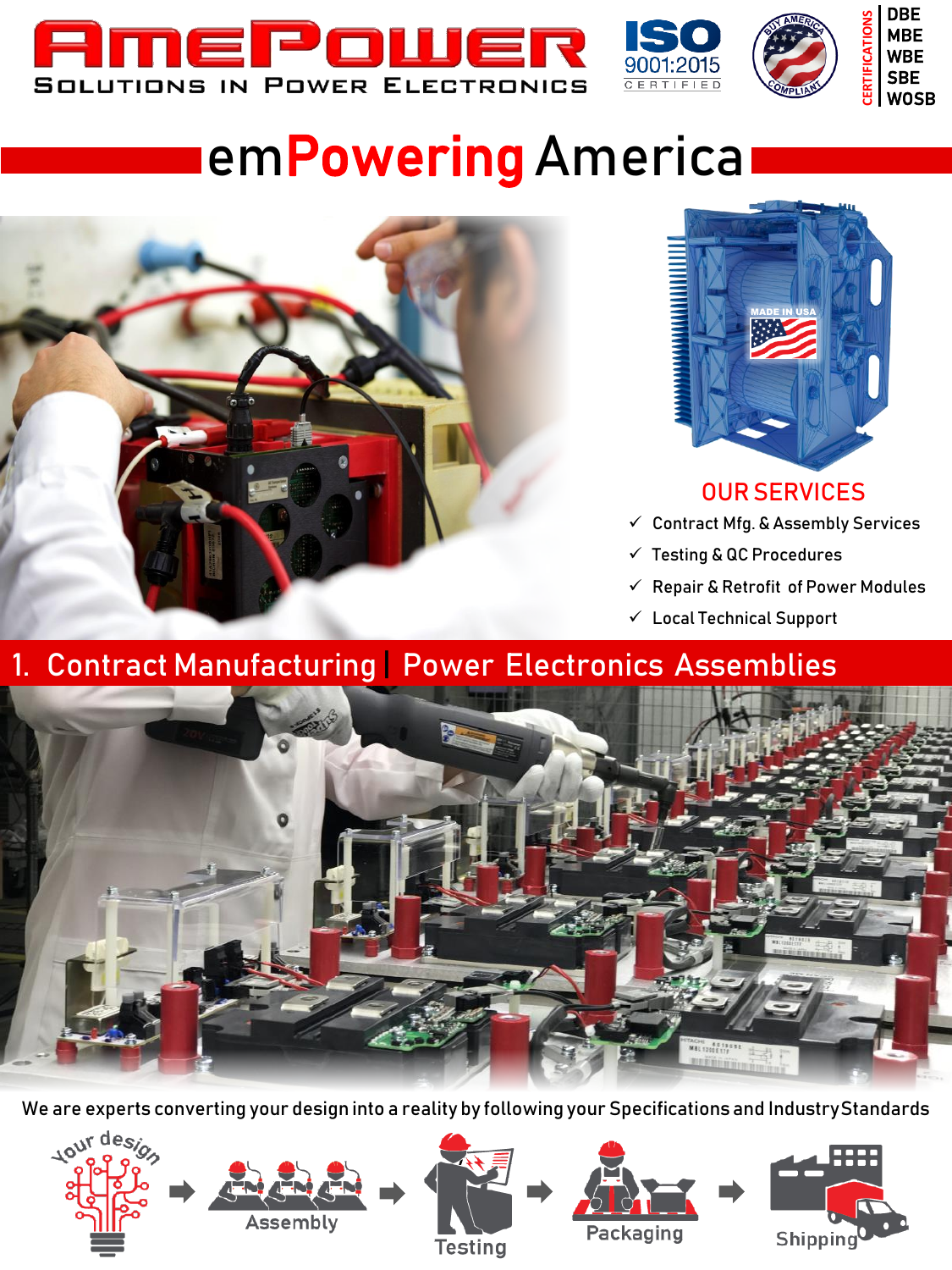# AmePower

SOLUTIONS IN POWER ELECTRONICS

ISO 9001:2015 CERTIFIED

BUY AMERICA COMPLIANT

CERTIFICATIONS: DBE, MBE, WBE, SBE, WOSB

## emPowering America

MADE IN USA

### OUR SERVICES

- ✓ Contract Mfg. & Assembly Services
- ✓ Testing & QC Procedures
- ✓ Repair & Retrofit of Power Modules
- ✓ Local Technical Support

## 1. Contract Manufacturing | Power Electronics Assemblies

We are experts converting your design into a reality by following your Specifications and Industry Standards

Your design → Assembly → Testing → Packaging → Shipping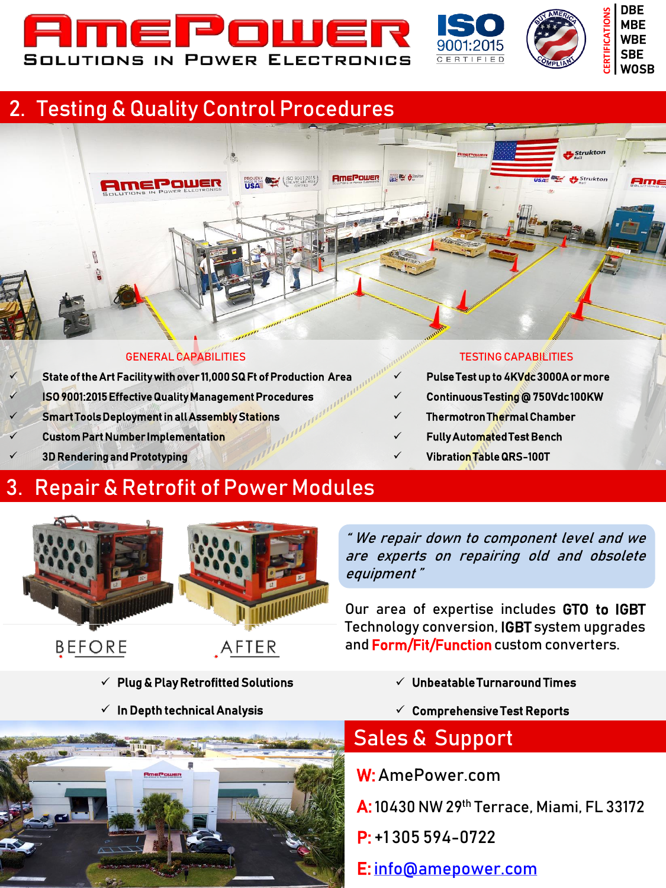# AmePower

SOLUTIONS IN POWER ELECTRONICS

ISO 9001:2015 CERTIFIED

BUY AMERICA COMPLIANT

CERTIFICATIONS: DBE, MBE, WBE, SBE, WOSB

## 2. Testing & Quality Control Procedures

**GENERAL CAPABILITIES**

- ✓ State of the Art Facility with over 11,000 SQ Ft of Production Area
- ✓ ISO 9001:2015 Effective Quality Management Procedures
- ✓ Smart Tools Deployment in all Assembly Stations
- ✓ Custom Part Number Implementation
- ✓ 3D Rendering and Prototyping

**TESTING CAPABILITIES**

- ✓ Pulse Test up to 4KVdc 3000A or more
- ✓ Continuous Testing @ 750Vdc 100KW
- ✓ Thermotron Thermal Chamber
- ✓ Fully Automated Test Bench
- ✓ Vibration Table QRS-100T

## 3. Repair & Retrofit of Power Modules

BEFORE

AFTER

*" We repair down to component level and we are experts on repairing old and obsolete equipment "*

Our area of expertise includes **GTO to IGBT** Technology conversion, **IGBT** system upgrades and **Form/Fit/Function** custom converters.

- ✓ Plug & Play Retrofitted Solutions
- ✓ In Depth technical Analysis
- ✓ Unbeatable Turnaround Times
- ✓ Comprehensive Test Reports

## Sales & Support

**W:** AmePower.com

**A:** 10430 NW 29th Terrace, Miami, FL 33172

**P:** +1 305 594-0722

**E:** info@amepower.com